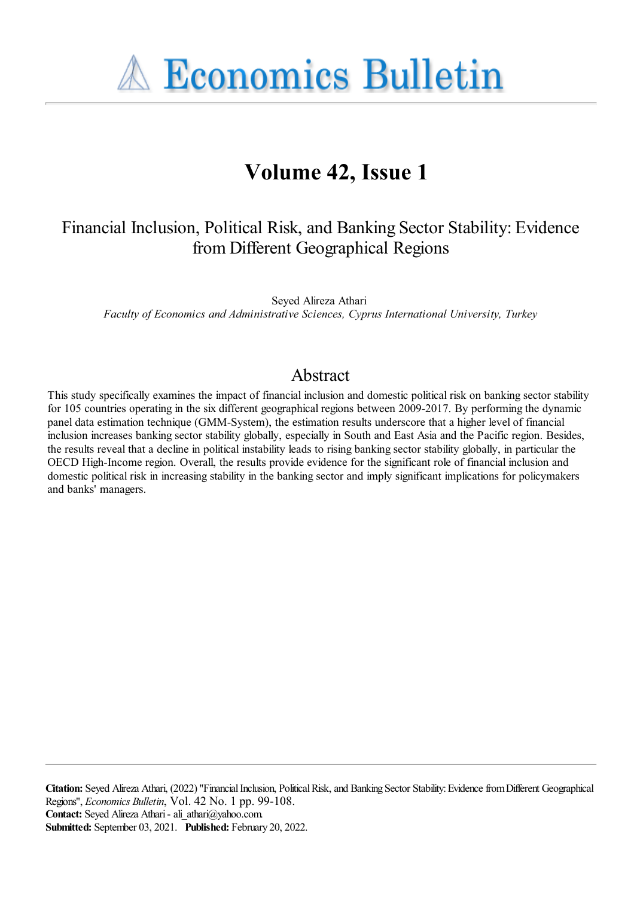# Economics Bulletin

## Volume 42, Issue 1

### Financial Inclusion, Political Risk, and Banking Sector Stability: Evidence from Different Geographical Regions

Seyed Alireza Athari
*Faculty of Economics and Administrative Sciences, Cyprus International University, Turkey*

## Abstract

This study specifically examines the impact of financial inclusion and domestic political risk on banking sector stability for 105 countries operating in the six different geographical regions between 2009-2017. By performing the dynamic panel data estimation technique (GMM-System), the estimation results underscore that a higher level of financial inclusion increases banking sector stability globally, especially in South and East Asia and the Pacific region. Besides, the results reveal that a decline in political instability leads to rising banking sector stability globally, in particular the OECD High-Income region. Overall, the results provide evidence for the significant role of financial inclusion and domestic political risk in increasing stability in the banking sector and imply significant implications for policymakers and banks' managers.

**Citation:** Seyed Alireza Athari, (2022) ''Financial Inclusion, Political Risk, and Banking Sector Stability: Evidence from Different Geographical Regions'', *Economics Bulletin*, Vol. 42 No. 1 pp. 99-108.
**Contact:** Seyed Alireza Athari - ali_athari@yahoo.com.
**Submitted:** September 03, 2021. **Published:** February 20, 2022.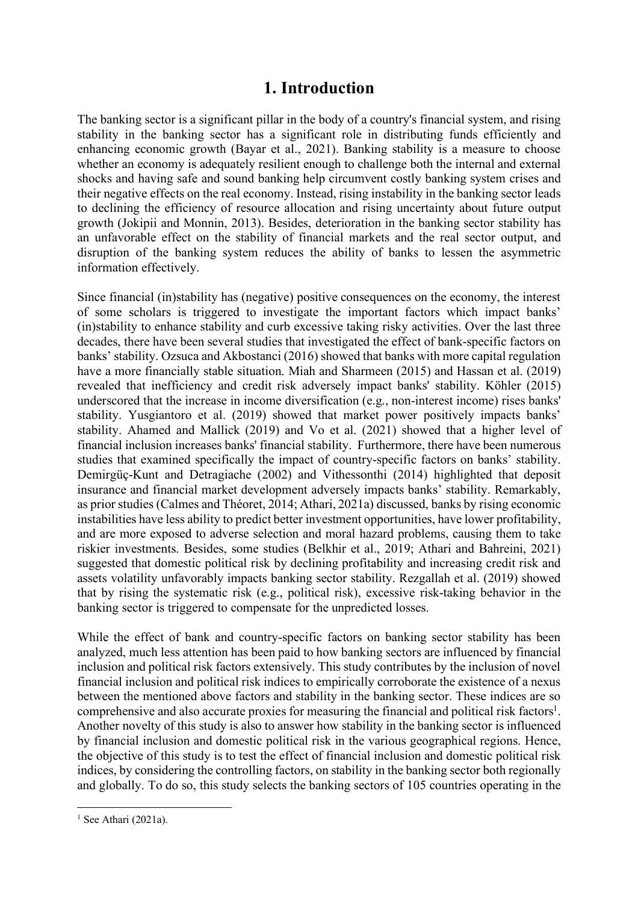# 1. Introduction

The banking sector is a significant pillar in the body of a country's financial system, and rising stability in the banking sector has a significant role in distributing funds efficiently and enhancing economic growth (Bayar et al., 2021). Banking stability is a measure to choose whether an economy is adequately resilient enough to challenge both the internal and external shocks and having safe and sound banking help circumvent costly banking system crises and their negative effects on the real economy. Instead, rising instability in the banking sector leads to declining the efficiency of resource allocation and rising uncertainty about future output growth (Jokipii and Monnin, 2013). Besides, deterioration in the banking sector stability has an unfavorable effect on the stability of financial markets and the real sector output, and disruption of the banking system reduces the ability of banks to lessen the asymmetric information effectively.

Since financial (in)stability has (negative) positive consequences on the economy, the interest of some scholars is triggered to investigate the important factors which impact banks' (in)stability to enhance stability and curb excessive taking risky activities. Over the last three decades, there have been several studies that investigated the effect of bank-specific factors on banks' stability. Ozsuca and Akbostanci (2016) showed that banks with more capital regulation have a more financially stable situation. Miah and Sharmeen (2015) and Hassan et al. (2019) revealed that inefficiency and credit risk adversely impact banks' stability. Köhler (2015) underscored that the increase in income diversification (e.g., non-interest income) rises banks' stability. Yusgiantoro et al. (2019) showed that market power positively impacts banks' stability. Ahamed and Mallick (2019) and Vo et al. (2021) showed that a higher level of financial inclusion increases banks' financial stability. Furthermore, there have been numerous studies that examined specifically the impact of country-specific factors on banks' stability. Demirgüç-Kunt and Detragiache (2002) and Vithessonthi (2014) highlighted that deposit insurance and financial market development adversely impacts banks' stability. Remarkably, as prior studies (Calmes and Théoret, 2014; Athari, 2021a) discussed, banks by rising economic instabilities have less ability to predict better investment opportunities, have lower profitability, and are more exposed to adverse selection and moral hazard problems, causing them to take riskier investments. Besides, some studies (Belkhir et al., 2019; Athari and Bahreini, 2021) suggested that domestic political risk by declining profitability and increasing credit risk and assets volatility unfavorably impacts banking sector stability. Rezgallah et al. (2019) showed that by rising the systematic risk (e.g., political risk), excessive risk-taking behavior in the banking sector is triggered to compensate for the unpredicted losses.

While the effect of bank and country-specific factors on banking sector stability has been analyzed, much less attention has been paid to how banking sectors are influenced by financial inclusion and political risk factors extensively. This study contributes by the inclusion of novel financial inclusion and political risk indices to empirically corroborate the existence of a nexus between the mentioned above factors and stability in the banking sector. These indices are so comprehensive and also accurate proxies for measuring the financial and political risk factors[1]. Another novelty of this study is also to answer how stability in the banking sector is influenced by financial inclusion and domestic political risk in the various geographical regions. Hence, the objective of this study is to test the effect of financial inclusion and domestic political risk indices, by considering the controlling factors, on stability in the banking sector both regionally and globally. To do so, this study selects the banking sectors of 105 countries operating in the

[1] See Athari (2021a).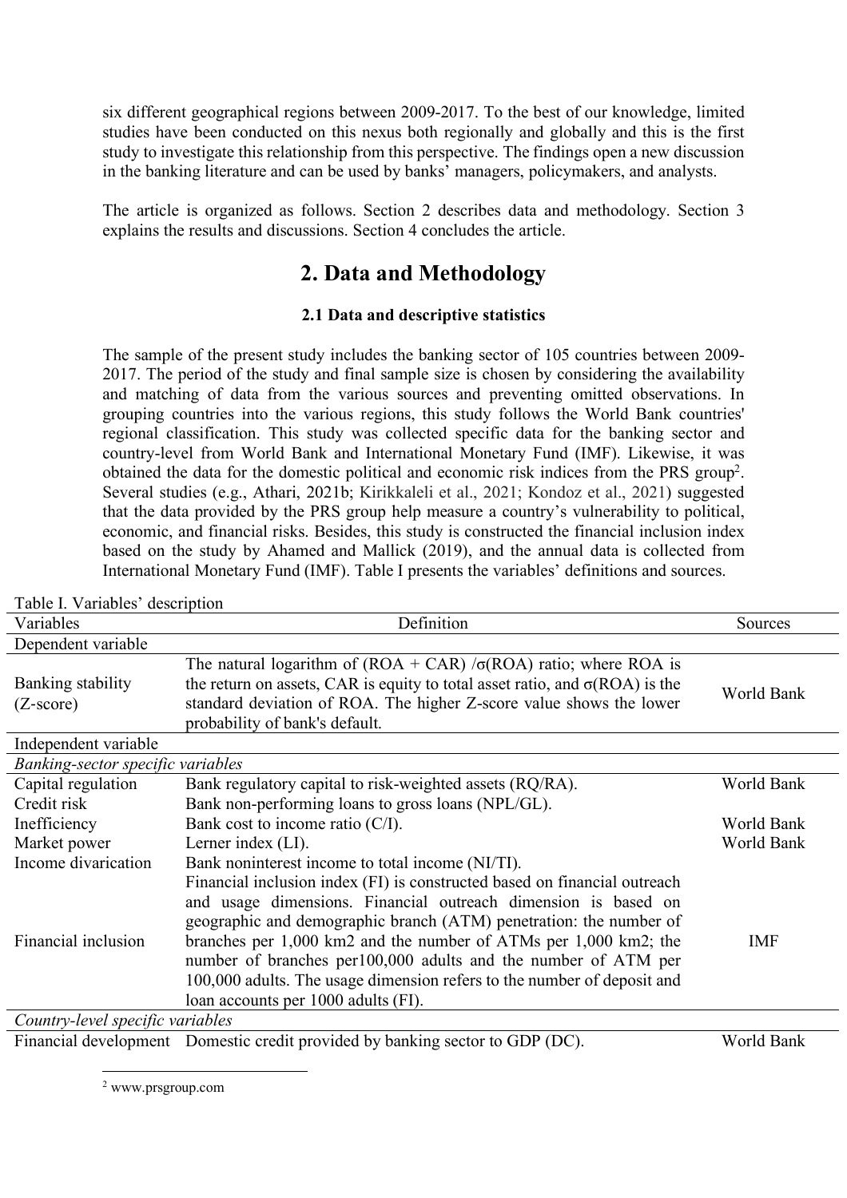six different geographical regions between 2009-2017. To the best of our knowledge, limited studies have been conducted on this nexus both regionally and globally and this is the first study to investigate this relationship from this perspective. The findings open a new discussion in the banking literature and can be used by banks' managers, policymakers, and analysts.

The article is organized as follows. Section 2 describes data and methodology. Section 3 explains the results and discussions. Section 4 concludes the article.

## 2. Data and Methodology

### 2.1 Data and descriptive statistics

The sample of the present study includes the banking sector of 105 countries between 2009-2017. The period of the study and final sample size is chosen by considering the availability and matching of data from the various sources and preventing omitted observations. In grouping countries into the various regions, this study follows the World Bank countries' regional classification. This study was collected specific data for the banking sector and country-level from World Bank and International Monetary Fund (IMF). Likewise, it was obtained the data for the domestic political and economic risk indices from the PRS group[2]. Several studies (e.g., Athari, 2021b; Kirikkaleli et al., 2021; Kondoz et al., 2021) suggested that the data provided by the PRS group help measure a country's vulnerability to political, economic, and financial risks. Besides, this study is constructed the financial inclusion index based on the study by Ahamed and Mallick (2019), and the annual data is collected from International Monetary Fund (IMF). Table I presents the variables' definitions and sources.

Table I. Variables' description

| Variables | Definition | Sources |
|---|---|---|
| Dependent variable | | |
| Banking stability (Z-score) | The natural logarithm of (ROA + CAR) /σ(ROA) ratio; where ROA is the return on assets, CAR is equity to total asset ratio, and σ(ROA) is the standard deviation of ROA. The higher Z-score value shows the lower probability of bank's default. | World Bank |
| Independent variable | | |
| *Banking-sector specific variables* | | |
| Capital regulation | Bank regulatory capital to risk-weighted assets (RQ/RA). | World Bank |
| Credit risk | Bank non-performing loans to gross loans (NPL/GL). | |
| Inefficiency | Bank cost to income ratio (C/I). | World Bank |
| Market power | Lerner index (LI). | World Bank |
| Income divarication | Bank noninterest income to total income (NI/TI). | |
| Financial inclusion | Financial inclusion index (FI) is constructed based on financial outreach and usage dimensions. Financial outreach dimension is based on geographic and demographic branch (ATM) penetration: the number of branches per 1,000 km2 and the number of ATMs per 1,000 km2; the number of branches per100,000 adults and the number of ATM per 100,000 adults. The usage dimension refers to the number of deposit and loan accounts per 1000 adults (FI). | IMF |
| *Country-level specific variables* | | |
| Financial development | Domestic credit provided by banking sector to GDP (DC). | World Bank |

[2] www.prsgroup.com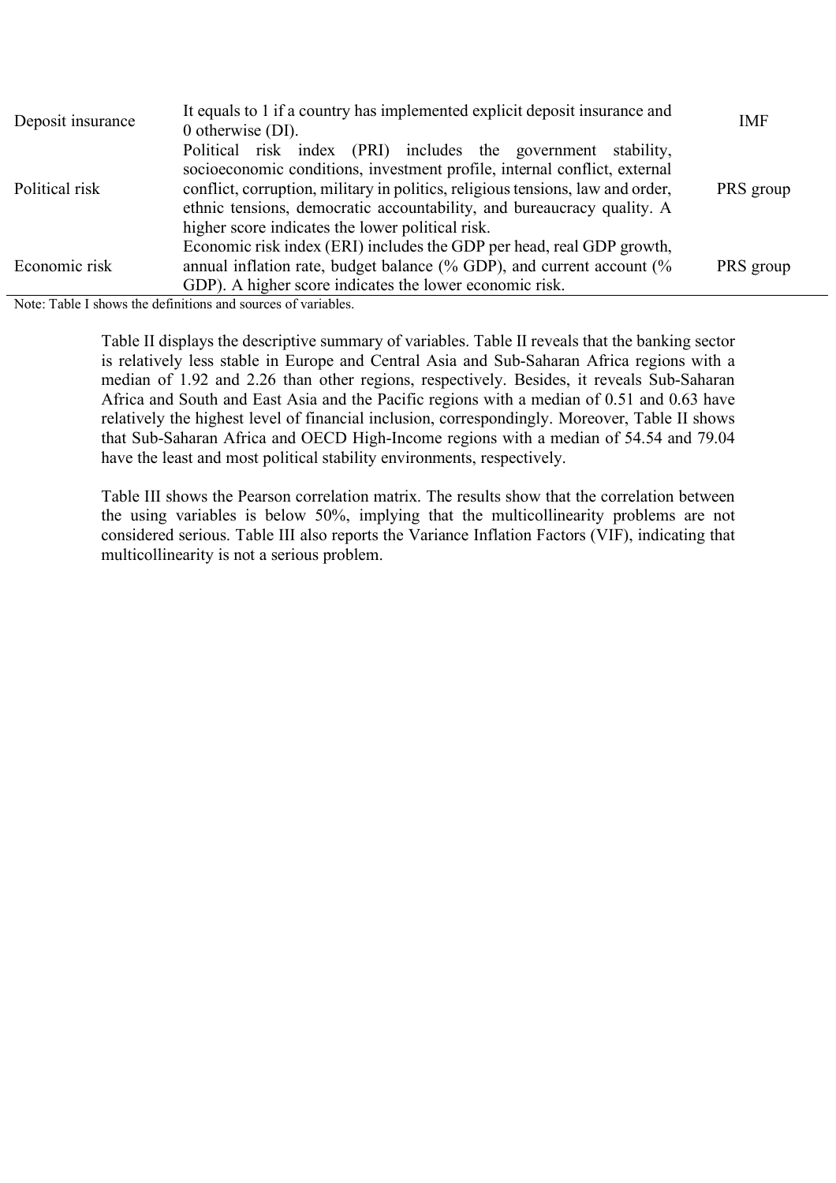| | | |
|---|---|---|
| Deposit insurance | It equals to 1 if a country has implemented explicit deposit insurance and 0 otherwise (DI). | IMF |
| Political risk | Political risk index (PRI) includes the government stability, socioeconomic conditions, investment profile, internal conflict, external conflict, corruption, military in politics, religious tensions, law and order, ethnic tensions, democratic accountability, and bureaucracy quality. A higher score indicates the lower political risk. | PRS group |
| Economic risk | Economic risk index (ERI) includes the GDP per head, real GDP growth, annual inflation rate, budget balance (% GDP), and current account (% GDP). A higher score indicates the lower economic risk. | PRS group |

Note: Table I shows the definitions and sources of variables.

Table II displays the descriptive summary of variables. Table II reveals that the banking sector is relatively less stable in Europe and Central Asia and Sub-Saharan Africa regions with a median of 1.92 and 2.26 than other regions, respectively. Besides, it reveals Sub-Saharan Africa and South and East Asia and the Pacific regions with a median of 0.51 and 0.63 have relatively the highest level of financial inclusion, correspondingly. Moreover, Table II shows that Sub-Saharan Africa and OECD High-Income regions with a median of 54.54 and 79.04 have the least and most political stability environments, respectively.

Table III shows the Pearson correlation matrix. The results show that the correlation between the using variables is below 50%, implying that the multicollinearity problems are not considered serious. Table III also reports the Variance Inflation Factors (VIF), indicating that multicollinearity is not a serious problem.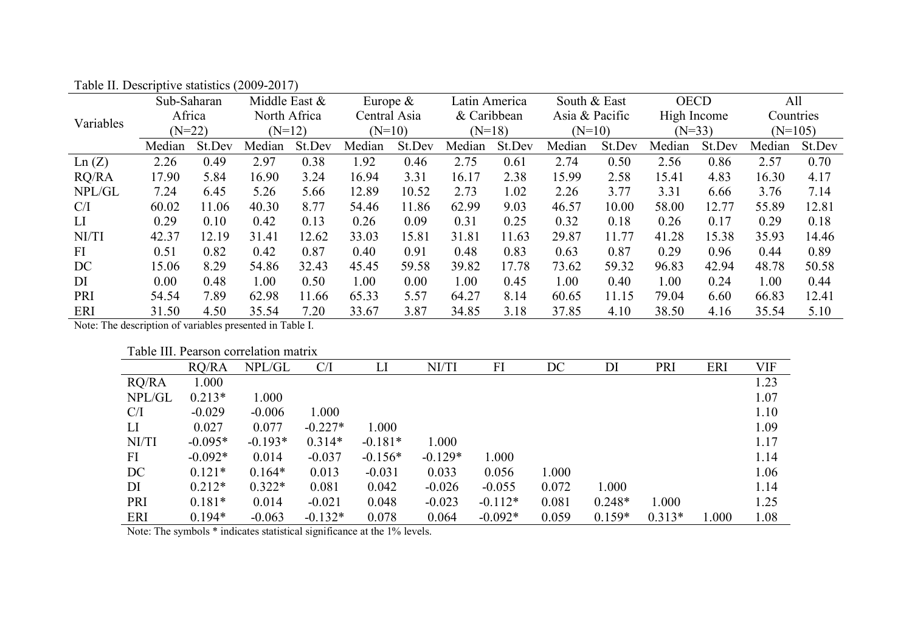Table II. Descriptive statistics (2009-2017)

| Variables | Sub-Saharan Africa (N=22) | | Middle East & North Africa (N=12) | | Europe & Central Asia (N=10) | | Latin America & Caribbean (N=18) | | South & East Asia & Pacific (N=10) | | OECD High Income (N=33) | | All Countries (N=105) | |
|---|---|---|---|---|---|---|---|---|---|---|---|---|---|---|
| | Median | St.Dev | Median | St.Dev | Median | St.Dev | Median | St.Dev | Median | St.Dev | Median | St.Dev | Median | St.Dev |
| Ln (Z) | 2.26 | 0.49 | 2.97 | 0.38 | 1.92 | 0.46 | 2.75 | 0.61 | 2.74 | 0.50 | 2.56 | 0.86 | 2.57 | 0.70 |
| RQ/RA | 17.90 | 5.84 | 16.90 | 3.24 | 16.94 | 3.31 | 16.17 | 2.38 | 15.99 | 2.58 | 15.41 | 4.83 | 16.30 | 4.17 |
| NPL/GL | 7.24 | 6.45 | 5.26 | 5.66 | 12.89 | 10.52 | 2.73 | 1.02 | 2.26 | 3.77 | 3.31 | 6.66 | 3.76 | 7.14 |
| C/I | 60.02 | 11.06 | 40.30 | 8.77 | 54.46 | 11.86 | 62.99 | 9.03 | 46.57 | 10.00 | 58.00 | 12.77 | 55.89 | 12.81 |
| LI | 0.29 | 0.10 | 0.42 | 0.13 | 0.26 | 0.09 | 0.31 | 0.25 | 0.32 | 0.18 | 0.26 | 0.17 | 0.29 | 0.18 |
| NI/TI | 42.37 | 12.19 | 31.41 | 12.62 | 33.03 | 15.81 | 31.81 | 11.63 | 29.87 | 11.77 | 41.28 | 15.38 | 35.93 | 14.46 |
| FI | 0.51 | 0.82 | 0.42 | 0.87 | 0.40 | 0.91 | 0.48 | 0.83 | 0.63 | 0.87 | 0.29 | 0.96 | 0.44 | 0.89 |
| DC | 15.06 | 8.29 | 54.86 | 32.43 | 45.45 | 59.58 | 39.82 | 17.78 | 73.62 | 59.32 | 96.83 | 42.94 | 48.78 | 50.58 |
| DI | 0.00 | 0.48 | 1.00 | 0.50 | 1.00 | 0.00 | 1.00 | 0.45 | 1.00 | 0.40 | 1.00 | 0.24 | 1.00 | 0.44 |
| PRI | 54.54 | 7.89 | 62.98 | 11.66 | 65.33 | 5.57 | 64.27 | 8.14 | 60.65 | 11.15 | 79.04 | 6.60 | 66.83 | 12.41 |
| ERI | 31.50 | 4.50 | 35.54 | 7.20 | 33.67 | 3.87 | 34.85 | 3.18 | 37.85 | 4.10 | 38.50 | 4.16 | 35.54 | 5.10 |

Note: The description of variables presented in Table I.

Table III. Pearson correlation matrix

| | RQ/RA | NPL/GL | C/I | LI | NI/TI | FI | DC | DI | PRI | ERI | VIF |
|---|---|---|---|---|---|---|---|---|---|---|---|
| RQ/RA | 1.000 | | | | | | | | | | 1.23 |
| NPL/GL | 0.213* | 1.000 | | | | | | | | | 1.07 |
| C/I | -0.029 | -0.006 | 1.000 | | | | | | | | 1.10 |
| LI | 0.027 | 0.077 | -0.227* | 1.000 | | | | | | | 1.09 |
| NI/TI | -0.095* | -0.193* | 0.314* | -0.181* | 1.000 | | | | | | 1.17 |
| FI | -0.092* | 0.014 | -0.037 | -0.156* | -0.129* | 1.000 | | | | | 1.14 |
| DC | 0.121* | 0.164* | 0.013 | -0.031 | 0.033 | 0.056 | 1.000 | | | | 1.06 |
| DI | 0.212* | 0.322* | 0.081 | 0.042 | -0.026 | -0.055 | 0.072 | 1.000 | | | 1.14 |
| PRI | 0.181* | 0.014 | -0.021 | 0.048 | -0.023 | -0.112* | 0.081 | 0.248* | 1.000 | | 1.25 |
| ERI | 0.194* | -0.063 | -0.132* | 0.078 | 0.064 | -0.092* | 0.059 | 0.159* | 0.313* | 1.000 | 1.08 |

Note: The symbols * indicates statistical significance at the 1% levels.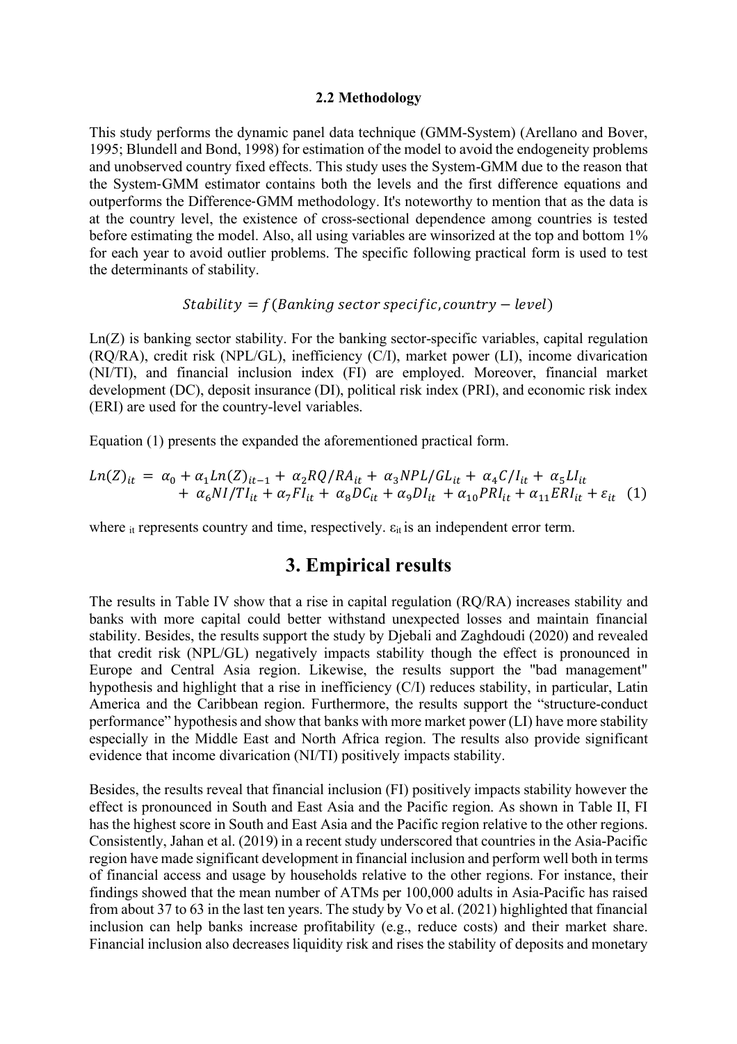### 2.2 Methodology

This study performs the dynamic panel data technique (GMM-System) (Arellano and Bover, 1995; Blundell and Bond, 1998) for estimation of the model to avoid the endogeneity problems and unobserved country fixed effects. This study uses the System-GMM due to the reason that the System-GMM estimator contains both the levels and the first difference equations and outperforms the Difference-GMM methodology. It's noteworthy to mention that as the data is at the country level, the existence of cross-sectional dependence among countries is tested before estimating the model. Also, all using variables are winsorized at the top and bottom 1% for each year to avoid outlier problems. The specific following practical form is used to test the determinants of stability.

$$Stability = f(Banking\ sector\ specific, country - level)$$

Ln(Z) is banking sector stability. For the banking sector-specific variables, capital regulation (RQ/RA), credit risk (NPL/GL), inefficiency (C/I), market power (LI), income divarication (NI/TI), and financial inclusion index (FI) are employed. Moreover, financial market development (DC), deposit insurance (DI), political risk index (PRI), and economic risk index (ERI) are used for the country-level variables.

Equation (1) presents the expanded the aforementioned practical form.

$$Ln(Z)_{it} = \alpha_0 + \alpha_1 Ln(Z)_{it-1} + \alpha_2 RQ/RA_{it} + \alpha_3 NPL/GL_{it} + \alpha_4 C/I_{it} + \alpha_5 LI_{it} + \alpha_6 NI/TI_{it} + \alpha_7 FI_{it} + \alpha_8 DC_{it} + \alpha_9 DI_{it} + \alpha_{10} PRI_{it} + \alpha_{11} ERI_{it} + \varepsilon_{it} \quad (1)$$

where $_{it}$ represents country and time, respectively. $\varepsilon_{it}$ is an independent error term.

# 3. Empirical results

The results in Table IV show that a rise in capital regulation (RQ/RA) increases stability and banks with more capital could better withstand unexpected losses and maintain financial stability. Besides, the results support the study by Djebali and Zaghdoudi (2020) and revealed that credit risk (NPL/GL) negatively impacts stability though the effect is pronounced in Europe and Central Asia region. Likewise, the results support the "bad management" hypothesis and highlight that a rise in inefficiency (C/I) reduces stability, in particular, Latin America and the Caribbean region. Furthermore, the results support the "structure-conduct performance" hypothesis and show that banks with more market power (LI) have more stability especially in the Middle East and North Africa region. The results also provide significant evidence that income divarication (NI/TI) positively impacts stability.

Besides, the results reveal that financial inclusion (FI) positively impacts stability however the effect is pronounced in South and East Asia and the Pacific region. As shown in Table II, FI has the highest score in South and East Asia and the Pacific region relative to the other regions. Consistently, Jahan et al. (2019) in a recent study underscored that countries in the Asia-Pacific region have made significant development in financial inclusion and perform well both in terms of financial access and usage by households relative to the other regions. For instance, their findings showed that the mean number of ATMs per 100,000 adults in Asia-Pacific has raised from about 37 to 63 in the last ten years. The study by Vo et al. (2021) highlighted that financial inclusion can help banks increase profitability (e.g., reduce costs) and their market share. Financial inclusion also decreases liquidity risk and rises the stability of deposits and monetary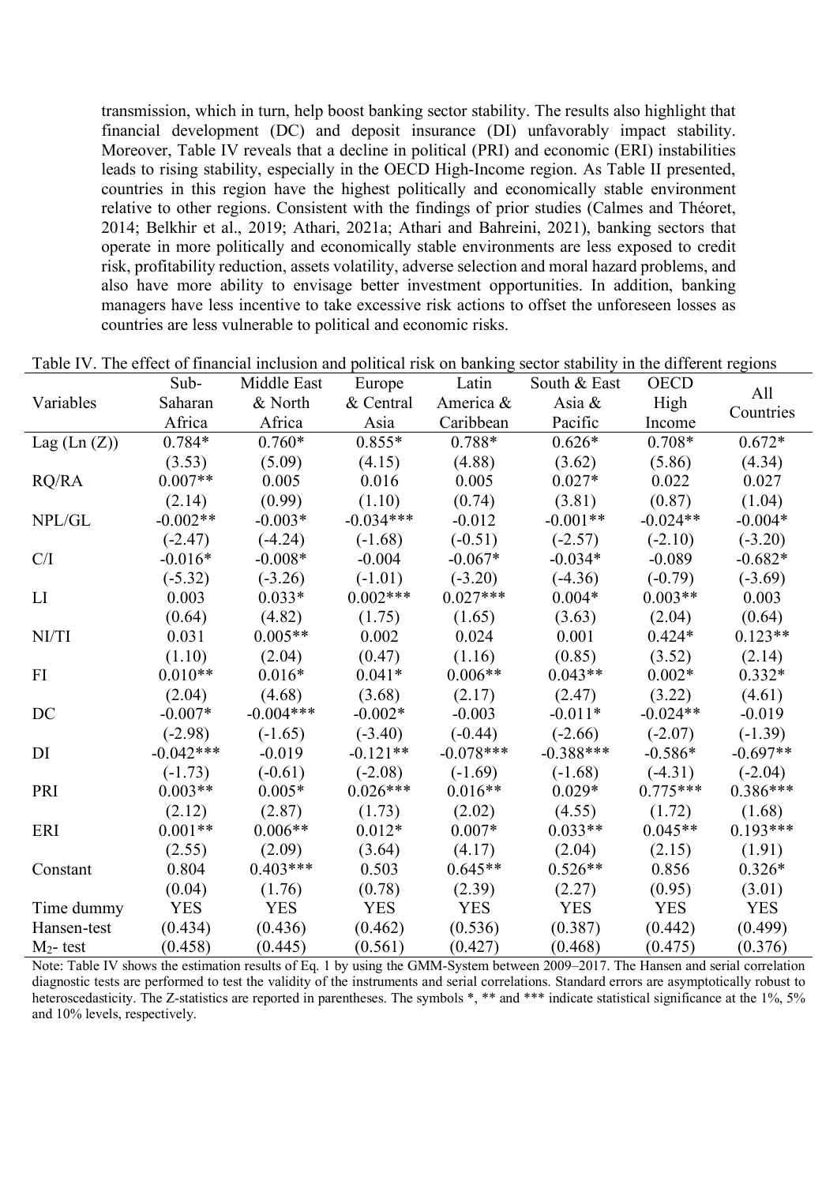transmission, which in turn, help boost banking sector stability. The results also highlight that financial development (DC) and deposit insurance (DI) unfavorably impact stability. Moreover, Table IV reveals that a decline in political (PRI) and economic (ERI) instabilities leads to rising stability, especially in the OECD High-Income region. As Table II presented, countries in this region have the highest politically and economically stable environment relative to other regions. Consistent with the findings of prior studies (Calmes and Théoret, 2014; Belkhir et al., 2019; Athari, 2021a; Athari and Bahreini, 2021), banking sectors that operate in more politically and economically stable environments are less exposed to credit risk, profitability reduction, assets volatility, adverse selection and moral hazard problems, and also have more ability to envisage better investment opportunities. In addition, banking managers have less incentive to take excessive risk actions to offset the unforeseen losses as countries are less vulnerable to political and economic risks.

Table IV. The effect of financial inclusion and political risk on banking sector stability in the different regions

| Variables | Sub-Saharan Africa | Middle East & North Africa | Europe & Central Asia | Latin America & Caribbean | South & East Asia & Pacific | OECD High Income | All Countries |
|---|---|---|---|---|---|---|---|
| Lag (Ln (Z)) | 0.784* | 0.760* | 0.855* | 0.788* | 0.626* | 0.708* | 0.672* |
| | (3.53) | (5.09) | (4.15) | (4.88) | (3.62) | (5.86) | (4.34) |
| RQ/RA | 0.007** | 0.005 | 0.016 | 0.005 | 0.027* | 0.022 | 0.027 |
| | (2.14) | (0.99) | (1.10) | (0.74) | (3.81) | (0.87) | (1.04) |
| NPL/GL | -0.002** | -0.003* | -0.034*** | -0.012 | -0.001** | -0.024** | -0.004* |
| | (-2.47) | (-4.24) | (-1.68) | (-0.51) | (-2.57) | (-2.10) | (-3.20) |
| C/I | -0.016* | -0.008* | -0.004 | -0.067* | -0.034* | -0.089 | -0.682* |
| | (-5.32) | (-3.26) | (-1.01) | (-3.20) | (-4.36) | (-0.79) | (-3.69) |
| LI | 0.003 | 0.033* | 0.002*** | 0.027*** | 0.004* | 0.003** | 0.003 |
| | (0.64) | (4.82) | (1.75) | (1.65) | (3.63) | (2.04) | (0.64) |
| NI/TI | 0.031 | 0.005** | 0.002 | 0.024 | 0.001 | 0.424* | 0.123** |
| | (1.10) | (2.04) | (0.47) | (1.16) | (0.85) | (3.52) | (2.14) |
| FI | 0.010** | 0.016* | 0.041* | 0.006** | 0.043** | 0.002* | 0.332* |
| | (2.04) | (4.68) | (3.68) | (2.17) | (2.47) | (3.22) | (4.61) |
| DC | -0.007* | -0.004*** | -0.002* | -0.003 | -0.011* | -0.024** | -0.019 |
| | (-2.98) | (-1.65) | (-3.40) | (-0.44) | (-2.66) | (-2.07) | (-1.39) |
| DI | -0.042*** | -0.019 | -0.121** | -0.078*** | -0.388*** | -0.586* | -0.697** |
| | (-1.73) | (-0.61) | (-2.08) | (-1.69) | (-1.68) | (-4.31) | (-2.04) |
| PRI | 0.003** | 0.005* | 0.026*** | 0.016** | 0.029* | 0.775*** | 0.386*** |
| | (2.12) | (2.87) | (1.73) | (2.02) | (4.55) | (1.72) | (1.68) |
| ERI | 0.001** | 0.006** | 0.012* | 0.007* | 0.033** | 0.045** | 0.193*** |
| | (2.55) | (2.09) | (3.64) | (4.17) | (2.04) | (2.15) | (1.91) |
| Constant | 0.804 | 0.403*** | 0.503 | 0.645** | 0.526** | 0.856 | 0.326* |
| | (0.04) | (1.76) | (0.78) | (2.39) | (2.27) | (0.95) | (3.01) |
| Time dummy | YES | YES | YES | YES | YES | YES | YES |
| Hansen-test | (0.434) | (0.436) | (0.462) | (0.536) | (0.387) | (0.442) | (0.499) |
| $M_2$- test | (0.458) | (0.445) | (0.561) | (0.427) | (0.468) | (0.475) | (0.376) |

Note: Table IV shows the estimation results of Eq. 1 by using the GMM-System between 2009–2017. The Hansen and serial correlation diagnostic tests are performed to test the validity of the instruments and serial correlations. Standard errors are asymptotically robust to heteroscedasticity. The Z-statistics are reported in parentheses. The symbols *, ** and *** indicate statistical significance at the 1%, 5% and 10% levels, respectively.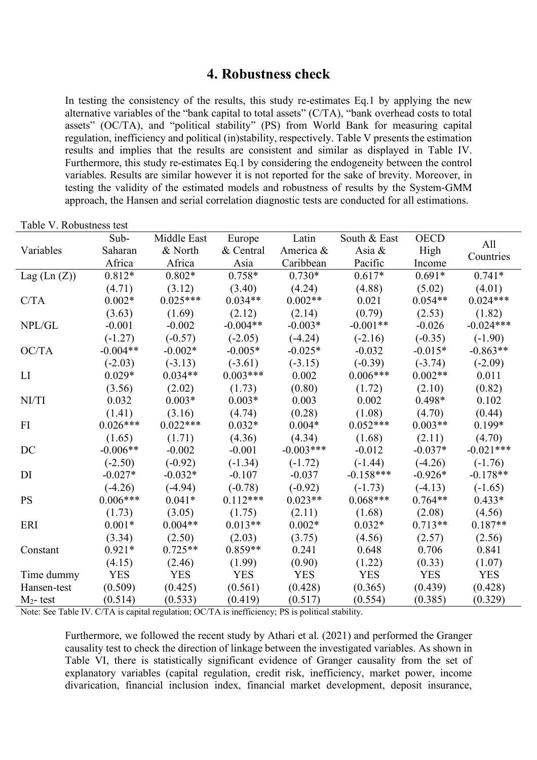## 4. Robustness check

In testing the consistency of the results, this study re-estimates Eq.1 by applying the new alternative variables of the "bank capital to total assets" (C/TA), "bank overhead costs to total assets" (OC/TA), and "political stability" (PS) from World Bank for measuring capital regulation, inefficiency and political (in)stability, respectively. Table V presents the estimation results and implies that the results are consistent and similar as displayed in Table IV. Furthermore, this study re-estimates Eq.1 by considering the endogeneity between the control variables. Results are similar however it is not reported for the sake of brevity. Moreover, in testing the validity of the estimated models and robustness of results by the System-GMM approach, the Hansen and serial correlation diagnostic tests are conducted for all estimations.

Table V. Robustness test

| Variables | Sub-Saharan Africa | Middle East & North Africa | Europe & Central Asia | Latin America & Caribbean | South & East Asia & Pacific | OECD High Income | All Countries |
|---|---|---|---|---|---|---|---|
| Lag (Ln (Z)) | 0.812* | 0.802* | 0.758* | 0.730* | 0.617* | 0.691* | 0.741* |
| | (4.71) | (3.12) | (3.40) | (4.24) | (4.88) | (5.02) | (4.01) |
| C/TA | 0.002* | 0.025*** | 0.034** | 0.002** | 0.021 | 0.054** | 0.024*** |
| | (3.63) | (1.69) | (2.12) | (2.14) | (0.79) | (2.53) | (1.82) |
| NPL/GL | -0.001 | -0.002 | -0.004** | -0.003* | -0.001** | -0.026 | -0.024*** |
| | (-1.27) | (-0.57) | (-2.05) | (-4.24) | (-2.16) | (-0.35) | (-1.90) |
| OC/TA | -0.004** | -0.002* | -0.005* | -0.025* | -0.032 | -0.015* | -0.863** |
| | (-2.03) | (-3.13) | (-3.61) | (-3.15) | (-0.39) | (-3.74) | (-2.09) |
| LI | 0.029* | 0.034** | 0.003*** | 0.002 | 0.006*** | 0.002** | 0.011 |
| | (3.56) | (2.02) | (1.73) | (0.80) | (1.72) | (2.10) | (0.82) |
| NI/TI | 0.032 | 0.003* | 0.003* | 0.003 | 0.002 | 0.498* | 0.102 |
| | (1.41) | (3.16) | (4.74) | (0.28) | (1.08) | (4.70) | (0.44) |
| FI | 0.026*** | 0.022*** | 0.032* | 0.004* | 0.052*** | 0.003** | 0.199* |
| | (1.65) | (1.71) | (4.36) | (4.34) | (1.68) | (2.11) | (4.70) |
| DC | -0.006** | -0.002 | -0.001 | -0.003*** | -0.012 | -0.037* | -0.021*** |
| | (-2.50) | (-0.92) | (-1.34) | (-1.72) | (-1.44) | (-4.26) | (-1.76) |
| DI | -0.027* | -0.032* | -0.107 | -0.037 | -0.158*** | -0.926* | -0.178** |
| | (-4.26) | (-4.94) | (-0.78) | (-0.92) | (-1.73) | (-4.13) | (-1.65) |
| PS | 0.006*** | 0.041* | 0.112*** | 0.023** | 0.068*** | 0.764** | 0.433* |
| | (1.73) | (3.05) | (1.75) | (2.11) | (1.68) | (2.08) | (4.56) |
| ERI | 0.001* | 0.004** | 0.013** | 0.002* | 0.032* | 0.713** | 0.187** |
| | (3.34) | (2.50) | (2.03) | (3.75) | (4.56) | (2.57) | (2.56) |
| Constant | 0.921* | 0.725** | 0.859** | 0.241 | 0.648 | 0.706 | 0.841 |
| | (4.15) | (2.46) | (1.99) | (0.90) | (1.22) | (0.33) | (1.07) |
| Time dummy | YES | YES | YES | YES | YES | YES | YES |
| Hansen-test | (0.509) | (0.425) | (0.561) | (0.428) | (0.365) | (0.439) | (0.428) |
| $M_2$- test | (0.514) | (0.533) | (0.419) | (0.517) | (0.554) | (0.385) | (0.329) |

Note: See Table IV. C/TA is capital regulation; OC/TA is inefficiency; PS is political stability.

Furthermore, we followed the recent study by Athari et al. (2021) and performed the Granger causality test to check the direction of linkage between the investigated variables. As shown in Table VI, there is statistically significant evidence of Granger causality from the set of explanatory variables (capital regulation, credit risk, inefficiency, market power, income divarication, financial inclusion index, financial market development, deposit insurance,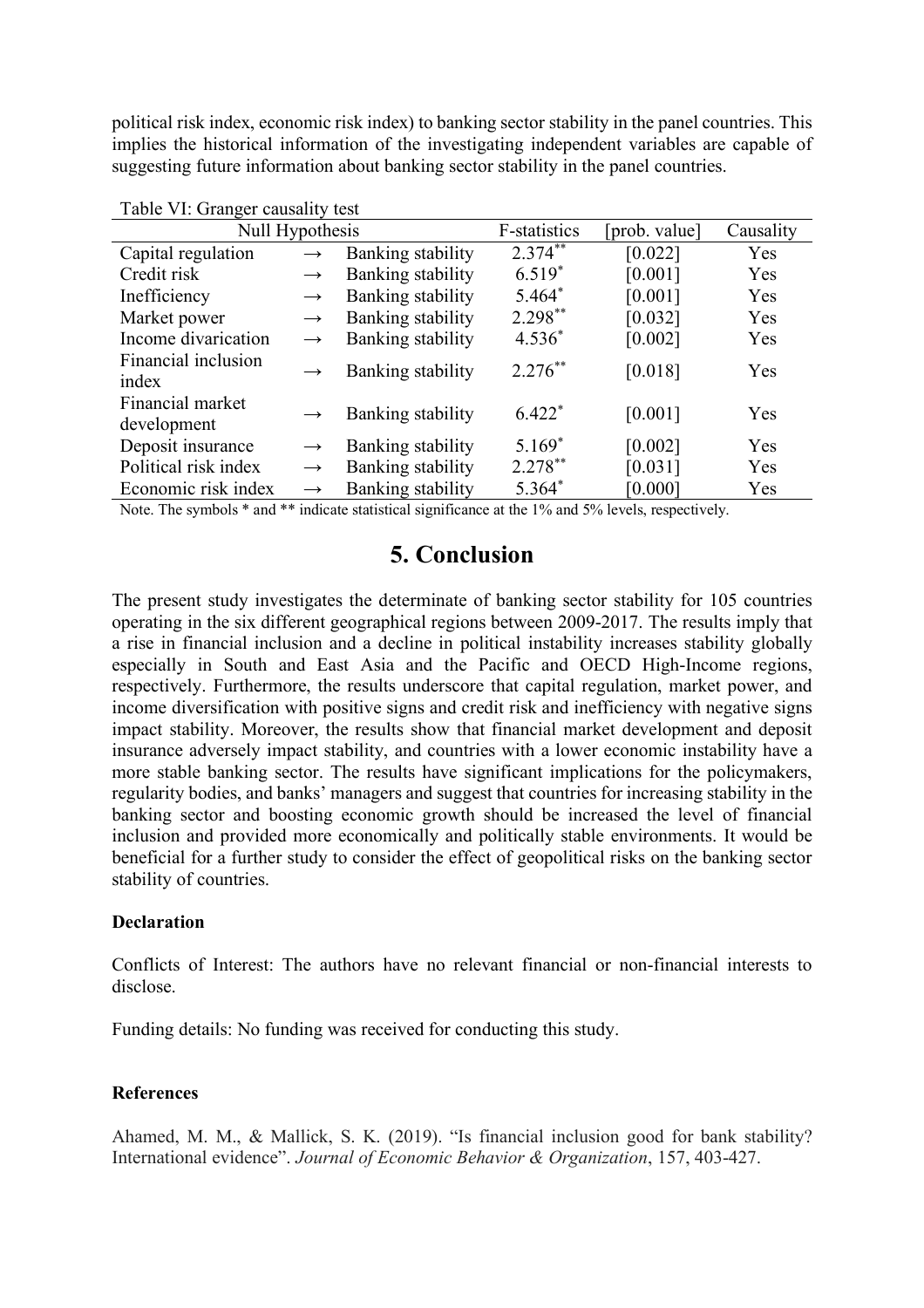political risk index, economic risk index) to banking sector stability in the panel countries. This implies the historical information of the investigating independent variables are capable of suggesting future information about banking sector stability in the panel countries.

Table VI: Granger causality test

| Null Hypothesis | | | F-statistics | [prob. value] | Causality |
|---|---|---|---|---|---|
| Capital regulation | → | Banking stability | 2.374** | [0.022] | Yes |
| Credit risk | → | Banking stability | 6.519* | [0.001] | Yes |
| Inefficiency | → | Banking stability | 5.464* | [0.001] | Yes |
| Market power | → | Banking stability | 2.298** | [0.032] | Yes |
| Income divarication | → | Banking stability | 4.536* | [0.002] | Yes |
| Financial inclusion index | → | Banking stability | 2.276** | [0.018] | Yes |
| Financial market development | → | Banking stability | 6.422* | [0.001] | Yes |
| Deposit insurance | → | Banking stability | 5.169* | [0.002] | Yes |
| Political risk index | → | Banking stability | 2.278** | [0.031] | Yes |
| Economic risk index | → | Banking stability | 5.364* | [0.000] | Yes |

Note. The symbols * and ** indicate statistical significance at the 1% and 5% levels, respectively.

## 5. Conclusion

The present study investigates the determinate of banking sector stability for 105 countries operating in the six different geographical regions between 2009-2017. The results imply that a rise in financial inclusion and a decline in political instability increases stability globally especially in South and East Asia and the Pacific and OECD High-Income regions, respectively. Furthermore, the results underscore that capital regulation, market power, and income diversification with positive signs and credit risk and inefficiency with negative signs impact stability. Moreover, the results show that financial market development and deposit insurance adversely impact stability, and countries with a lower economic instability have a more stable banking sector. The results have significant implications for the policymakers, regularity bodies, and banks' managers and suggest that countries for increasing stability in the banking sector and boosting economic growth should be increased the level of financial inclusion and provided more economically and politically stable environments. It would be beneficial for a further study to consider the effect of geopolitical risks on the banking sector stability of countries.

**Declaration**

Conflicts of Interest: The authors have no relevant financial or non-financial interests to disclose.

Funding details: No funding was received for conducting this study.

**References**

Ahamed, M. M., & Mallick, S. K. (2019). "Is financial inclusion good for bank stability? International evidence". *Journal of Economic Behavior & Organization*, 157, 403-427.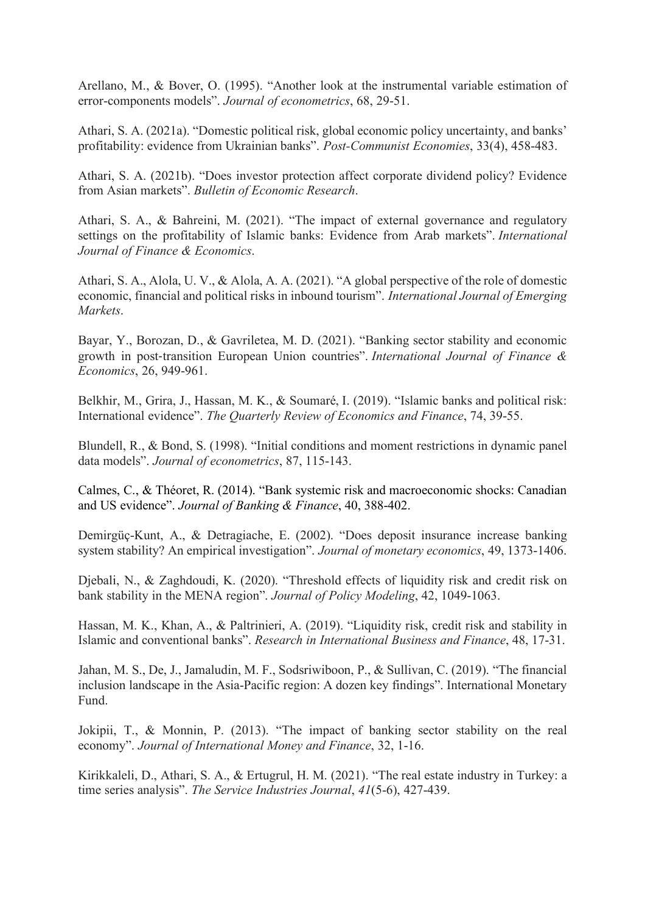Arellano, M., & Bover, O. (1995). “Another look at the instrumental variable estimation of error-components models”. *Journal of econometrics*, 68, 29-51.

Athari, S. A. (2021a). “Domestic political risk, global economic policy uncertainty, and banks’ profitability: evidence from Ukrainian banks”. *Post-Communist Economies*, 33(4), 458-483.

Athari, S. A. (2021b). “Does investor protection affect corporate dividend policy? Evidence from Asian markets”. *Bulletin of Economic Research*.

Athari, S. A., & Bahreini, M. (2021). “The impact of external governance and regulatory settings on the profitability of Islamic banks: Evidence from Arab markets”. *International Journal of Finance & Economics*.

Athari, S. A., Alola, U. V., & Alola, A. A. (2021). “A global perspective of the role of domestic economic, financial and political risks in inbound tourism”. *International Journal of Emerging Markets*.

Bayar, Y., Borozan, D., & Gavriletea, M. D. (2021). “Banking sector stability and economic growth in post-transition European Union countries”. *International Journal of Finance & Economics*, 26, 949-961.

Belkhir, M., Grira, J., Hassan, M. K., & Soumaré, I. (2019). “Islamic banks and political risk: International evidence”. *The Quarterly Review of Economics and Finance*, 74, 39-55.

Blundell, R., & Bond, S. (1998). “Initial conditions and moment restrictions in dynamic panel data models”. *Journal of econometrics*, 87, 115-143.

Calmes, C., & Théoret, R. (2014). “Bank systemic risk and macroeconomic shocks: Canadian and US evidence”. *Journal of Banking & Finance*, 40, 388-402.

Demirgüç-Kunt, A., & Detragiache, E. (2002). “Does deposit insurance increase banking system stability? An empirical investigation”. *Journal of monetary economics*, 49, 1373-1406.

Djebali, N., & Zaghdoudi, K. (2020). “Threshold effects of liquidity risk and credit risk on bank stability in the MENA region”. *Journal of Policy Modeling*, 42, 1049-1063.

Hassan, M. K., Khan, A., & Paltrinieri, A. (2019). “Liquidity risk, credit risk and stability in Islamic and conventional banks”. *Research in International Business and Finance*, 48, 17-31.

Jahan, M. S., De, J., Jamaludin, M. F., Sodsriwiboon, P., & Sullivan, C. (2019). “The financial inclusion landscape in the Asia-Pacific region: A dozen key findings”. International Monetary Fund.

Jokipii, T., & Monnin, P. (2013). “The impact of banking sector stability on the real economy”. *Journal of International Money and Finance*, 32, 1-16.

Kirikkaleli, D., Athari, S. A., & Ertugrul, H. M. (2021). “The real estate industry in Turkey: a time series analysis”. *The Service Industries Journal*, *41*(5-6), 427-439.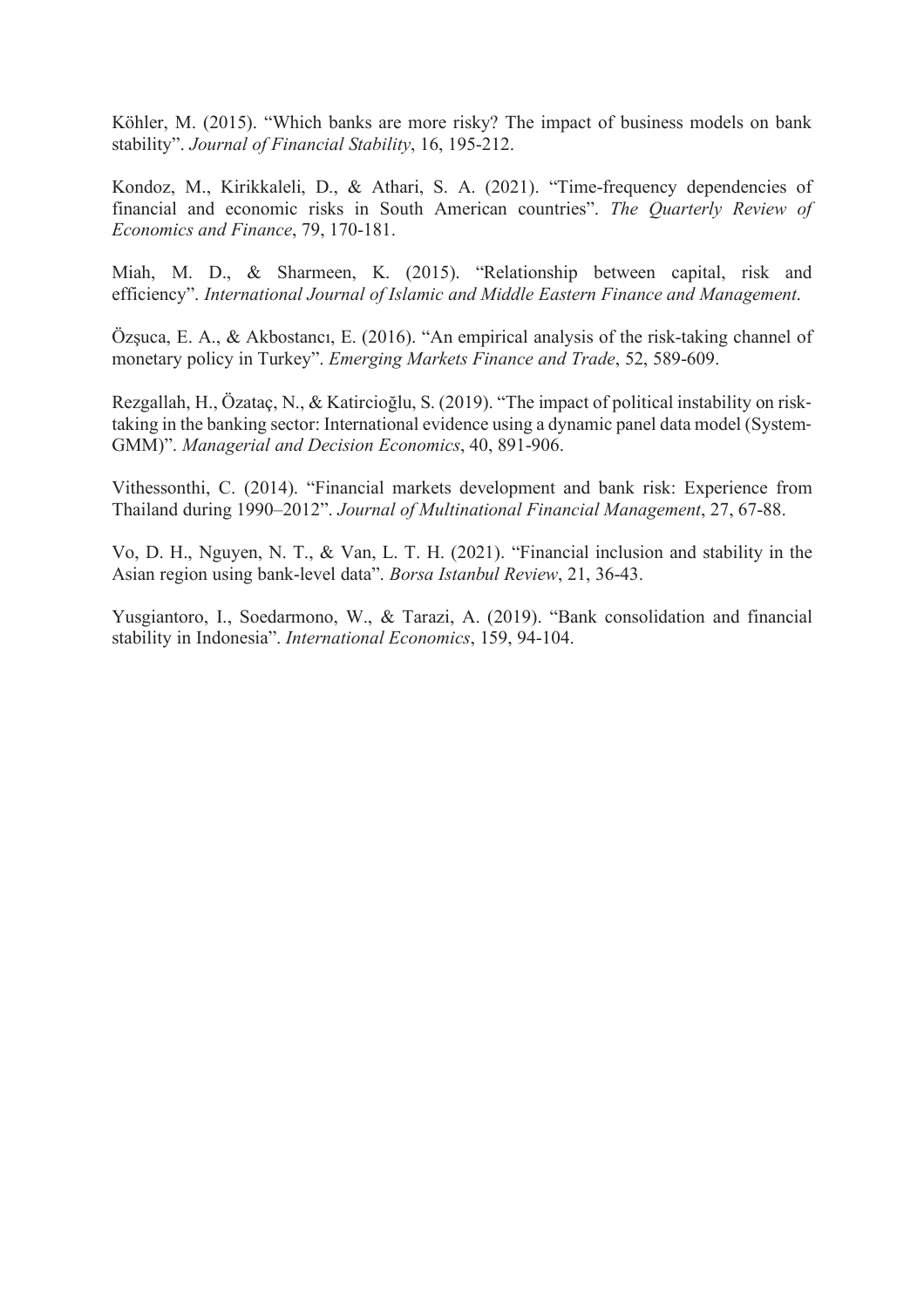Köhler, M. (2015). “Which banks are more risky? The impact of business models on bank stability”. *Journal of Financial Stability*, 16, 195-212.

Kondoz, M., Kirikkaleli, D., & Athari, S. A. (2021). “Time-frequency dependencies of financial and economic risks in South American countries”. *The Quarterly Review of Economics and Finance*, 79, 170-181.

Miah, M. D., & Sharmeen, K. (2015). “Relationship between capital, risk and efficiency”. *International Journal of Islamic and Middle Eastern Finance and Management.*

Özşuca, E. A., & Akbostancı, E. (2016). “An empirical analysis of the risk-taking channel of monetary policy in Turkey”. *Emerging Markets Finance and Trade*, 52, 589-609.

Rezgallah, H., Özataç, N., & Katircioğlu, S. (2019). “The impact of political instability on risk-taking in the banking sector: International evidence using a dynamic panel data model (System-GMM)”. *Managerial and Decision Economics*, 40, 891-906.

Vithessonthi, C. (2014). “Financial markets development and bank risk: Experience from Thailand during 1990–2012”. *Journal of Multinational Financial Management*, 27, 67-88.

Vo, D. H., Nguyen, N. T., & Van, L. T. H. (2021). “Financial inclusion and stability in the Asian region using bank-level data”. *Borsa Istanbul Review*, 21, 36-43.

Yusgiantoro, I., Soedarmono, W., & Tarazi, A. (2019). “Bank consolidation and financial stability in Indonesia”. *International Economics*, 159, 94-104.